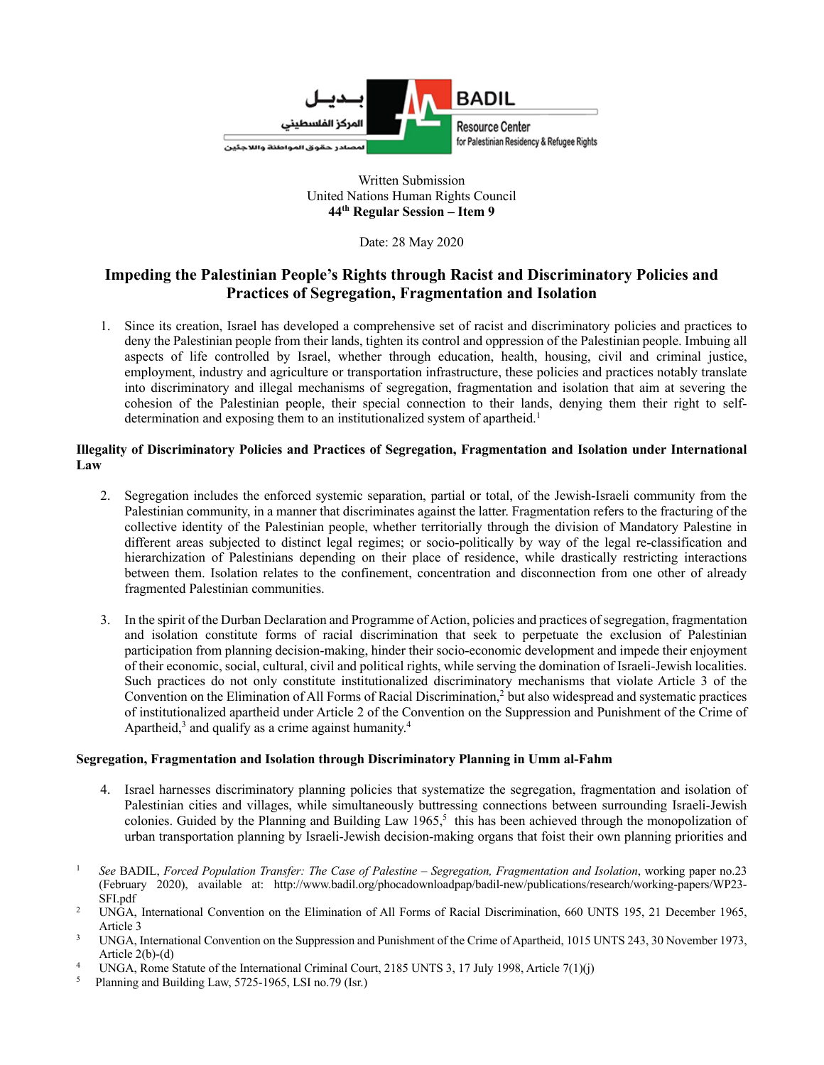بديل المركز الفلسطيني لمصادر حقوق المواطنة واللاجئين

BADIL Resource Center for Palestinian Residency & Refugee Rights

Written Submission
United Nations Human Rights Council
**44th Regular Session – Item 9**

Date: 28 May 2020

# Impeding the Palestinian People's Rights through Racist and Discriminatory Policies and Practices of Segregation, Fragmentation and Isolation

1. Since its creation, Israel has developed a comprehensive set of racist and discriminatory policies and practices to deny the Palestinian people from their lands, tighten its control and oppression of the Palestinian people. Imbuing all aspects of life controlled by Israel, whether through education, health, housing, civil and criminal justice, employment, industry and agriculture or transportation infrastructure, these policies and practices notably translate into discriminatory and illegal mechanisms of segregation, fragmentation and isolation that aim at severing the cohesion of the Palestinian people, their special connection to their lands, denying them their right to self-determination and exposing them to an institutionalized system of apartheid.[1]

## Illegality of Discriminatory Policies and Practices of Segregation, Fragmentation and Isolation under International Law

2. Segregation includes the enforced systemic separation, partial or total, of the Jewish-Israeli community from the Palestinian community, in a manner that discriminates against the latter. Fragmentation refers to the fracturing of the collective identity of the Palestinian people, whether territorially through the division of Mandatory Palestine in different areas subjected to distinct legal regimes; or socio-politically by way of the legal re-classification and hierarchization of Palestinians depending on their place of residence, while drastically restricting interactions between them. Isolation relates to the confinement, concentration and disconnection from one other of already fragmented Palestinian communities.

3. In the spirit of the Durban Declaration and Programme of Action, policies and practices of segregation, fragmentation and isolation constitute forms of racial discrimination that seek to perpetuate the exclusion of Palestinian participation from planning decision-making, hinder their socio-economic development and impede their enjoyment of their economic, social, cultural, civil and political rights, while serving the domination of Israeli-Jewish localities. Such practices do not only constitute institutionalized discriminatory mechanisms that violate Article 3 of the Convention on the Elimination of All Forms of Racial Discrimination,[2] but also widespread and systematic practices of institutionalized apartheid under Article 2 of the Convention on the Suppression and Punishment of the Crime of Apartheid,[3] and qualify as a crime against humanity.[4]

## Segregation, Fragmentation and Isolation through Discriminatory Planning in Umm al-Fahm

4. Israel harnesses discriminatory planning policies that systematize the segregation, fragmentation and isolation of Palestinian cities and villages, while simultaneously buttressing connections between surrounding Israeli-Jewish colonies. Guided by the Planning and Building Law 1965,[5] this has been achieved through the monopolization of urban transportation planning by Israeli-Jewish decision-making organs that foist their own planning priorities and

---

[1] *See* BADIL, *Forced Population Transfer: The Case of Palestine – Segregation, Fragmentation and Isolation*, working paper no.23 (February 2020), available at: http://www.badil.org/phocadownloadpap/badil-new/publications/research/working-papers/WP23-SFI.pdf

[2] UNGA, International Convention on the Elimination of All Forms of Racial Discrimination, 660 UNTS 195, 21 December 1965, Article 3

[3] UNGA, International Convention on the Suppression and Punishment of the Crime of Apartheid, 1015 UNTS 243, 30 November 1973, Article 2(b)-(d)

[4] UNGA, Rome Statute of the International Criminal Court, 2185 UNTS 3, 17 July 1998, Article 7(1)(j)

[5] Planning and Building Law, 5725-1965, LSI no.79 (Isr.)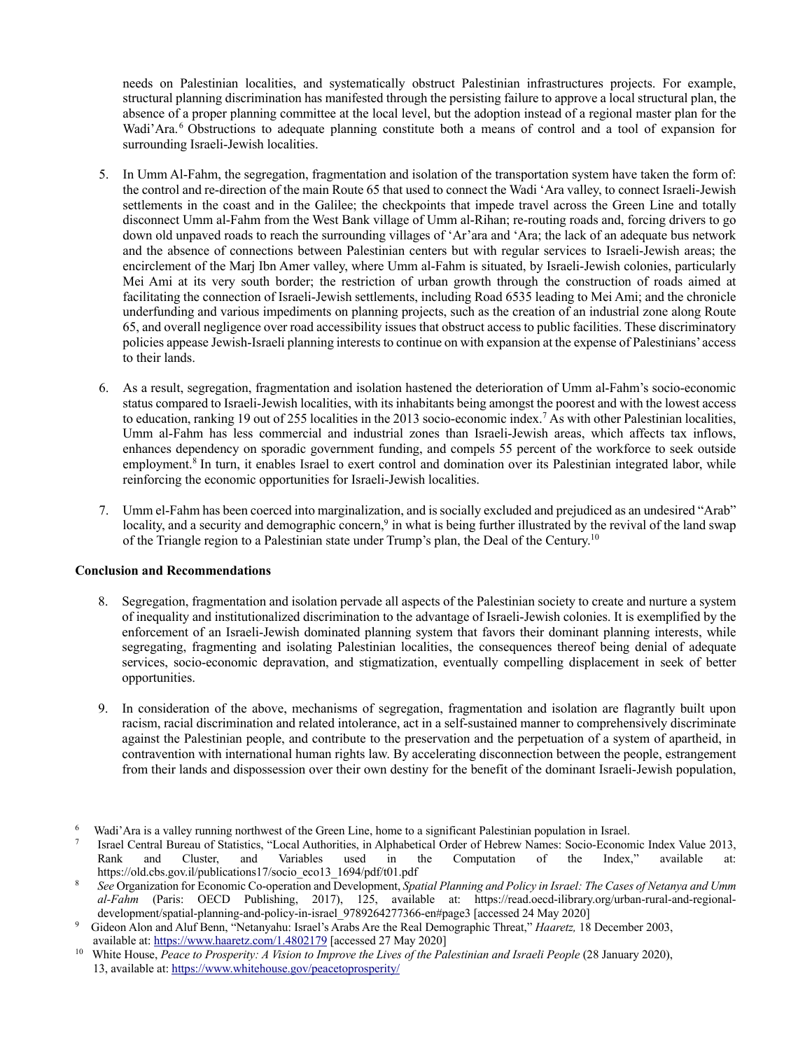needs on Palestinian localities, and systematically obstruct Palestinian infrastructures projects. For example, structural planning discrimination has manifested through the persisting failure to approve a local structural plan, the absence of a proper planning committee at the local level, but the adoption instead of a regional master plan for the Wadi'Ara.[6] Obstructions to adequate planning constitute both a means of control and a tool of expansion for surrounding Israeli-Jewish localities.

5. In Umm Al-Fahm, the segregation, fragmentation and isolation of the transportation system have taken the form of: the control and re-direction of the main Route 65 that used to connect the Wadi 'Ara valley, to connect Israeli-Jewish settlements in the coast and in the Galilee; the checkpoints that impede travel across the Green Line and totally disconnect Umm al-Fahm from the West Bank village of Umm al-Rihan; re-routing roads and, forcing drivers to go down old unpaved roads to reach the surrounding villages of 'Ar'ara and 'Ara; the lack of an adequate bus network and the absence of connections between Palestinian centers but with regular services to Israeli-Jewish areas; the encirclement of the Marj Ibn Amer valley, where Umm al-Fahm is situated, by Israeli-Jewish colonies, particularly Mei Ami at its very south border; the restriction of urban growth through the construction of roads aimed at facilitating the connection of Israeli-Jewish settlements, including Road 6535 leading to Mei Ami; and the chronicle underfunding and various impediments on planning projects, such as the creation of an industrial zone along Route 65, and overall negligence over road accessibility issues that obstruct access to public facilities. These discriminatory policies appease Jewish-Israeli planning interests to continue on with expansion at the expense of Palestinians' access to their lands.

6. As a result, segregation, fragmentation and isolation hastened the deterioration of Umm al-Fahm's socio-economic status compared to Israeli-Jewish localities, with its inhabitants being amongst the poorest and with the lowest access to education, ranking 19 out of 255 localities in the 2013 socio-economic index.[7] As with other Palestinian localities, Umm al-Fahm has less commercial and industrial zones than Israeli-Jewish areas, which affects tax inflows, enhances dependency on sporadic government funding, and compels 55 percent of the workforce to seek outside employment.[8] In turn, it enables Israel to exert control and domination over its Palestinian integrated labor, while reinforcing the economic opportunities for Israeli-Jewish localities.

7. Umm el-Fahm has been coerced into marginalization, and is socially excluded and prejudiced as an undesired "Arab" locality, and a security and demographic concern,[9] in what is being further illustrated by the revival of the land swap of the Triangle region to a Palestinian state under Trump's plan, the Deal of the Century.[10]

**Conclusion and Recommendations**

8. Segregation, fragmentation and isolation pervade all aspects of the Palestinian society to create and nurture a system of inequality and institutionalized discrimination to the advantage of Israeli-Jewish colonies. It is exemplified by the enforcement of an Israeli-Jewish dominated planning system that favors their dominant planning interests, while segregating, fragmenting and isolating Palestinian localities, the consequences thereof being denial of adequate services, socio-economic depravation, and stigmatization, eventually compelling displacement in seek of better opportunities.

9. In consideration of the above, mechanisms of segregation, fragmentation and isolation are flagrantly built upon racism, racial discrimination and related intolerance, act in a self-sustained manner to comprehensively discriminate against the Palestinian people, and contribute to the preservation and the perpetuation of a system of apartheid, in contravention with international human rights law. By accelerating disconnection between the people, estrangement from their lands and dispossession over their own destiny for the benefit of the dominant Israeli-Jewish population,

[6] Wadi'Ara is a valley running northwest of the Green Line, home to a significant Palestinian population in Israel.

[7] Israel Central Bureau of Statistics, "Local Authorities, in Alphabetical Order of Hebrew Names: Socio-Economic Index Value 2013, Rank and Cluster, and Variables used in the Computation of the Index," available at: https://old.cbs.gov.il/publications17/socio_eco13_1694/pdf/t01.pdf

[8] *See* Organization for Economic Co-operation and Development, *Spatial Planning and Policy in Israel: The Cases of Netanya and Umm al-Fahm* (Paris: OECD Publishing, 2017), 125, available at: https://read.oecd-ilibrary.org/urban-rural-and-regional-development/spatial-planning-and-policy-in-israel_9789264277366-en#page3 [accessed 24 May 2020]

[9] Gideon Alon and Aluf Benn, "Netanyahu: Israel's Arabs Are the Real Demographic Threat," *Haaretz,* 18 December 2003, available at: https://www.haaretz.com/1.4802179 [accessed 27 May 2020]

[10] White House, *Peace to Prosperity: A Vision to Improve the Lives of the Palestinian and Israeli People* (28 January 2020), 13, available at: https://www.whitehouse.gov/peacetoprosperity/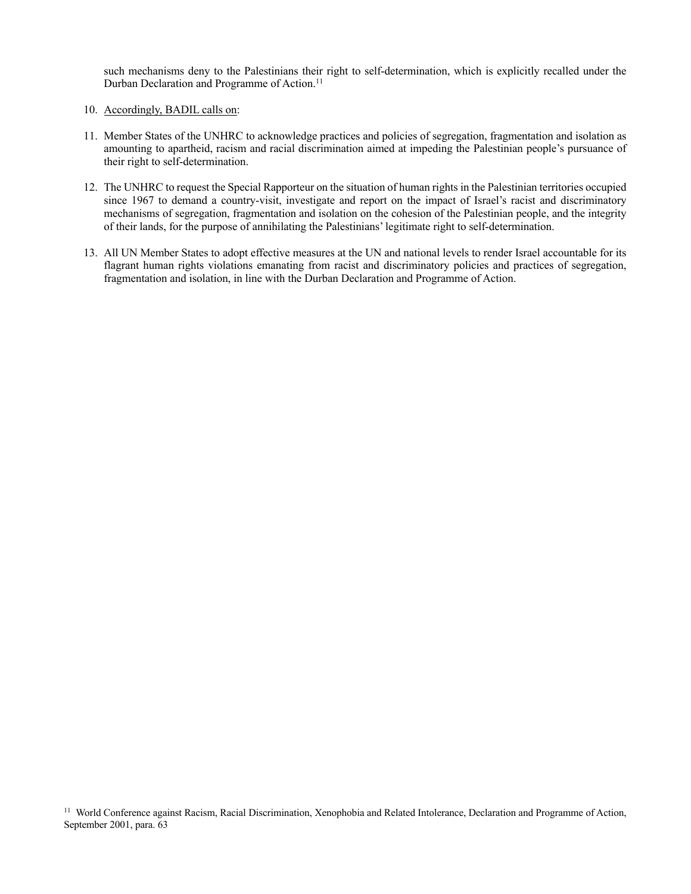such mechanisms deny to the Palestinians their right to self-determination, which is explicitly recalled under the Durban Declaration and Programme of Action.[11]

10. Accordingly, BADIL calls on:

11. Member States of the UNHRC to acknowledge practices and policies of segregation, fragmentation and isolation as amounting to apartheid, racism and racial discrimination aimed at impeding the Palestinian people's pursuance of their right to self-determination.

12. The UNHRC to request the Special Rapporteur on the situation of human rights in the Palestinian territories occupied since 1967 to demand a country-visit, investigate and report on the impact of Israel's racist and discriminatory mechanisms of segregation, fragmentation and isolation on the cohesion of the Palestinian people, and the integrity of their lands, for the purpose of annihilating the Palestinians' legitimate right to self-determination.

13. All UN Member States to adopt effective measures at the UN and national levels to render Israel accountable for its flagrant human rights violations emanating from racist and discriminatory policies and practices of segregation, fragmentation and isolation, in line with the Durban Declaration and Programme of Action.

[11] World Conference against Racism, Racial Discrimination, Xenophobia and Related Intolerance, Declaration and Programme of Action, September 2001, para. 63